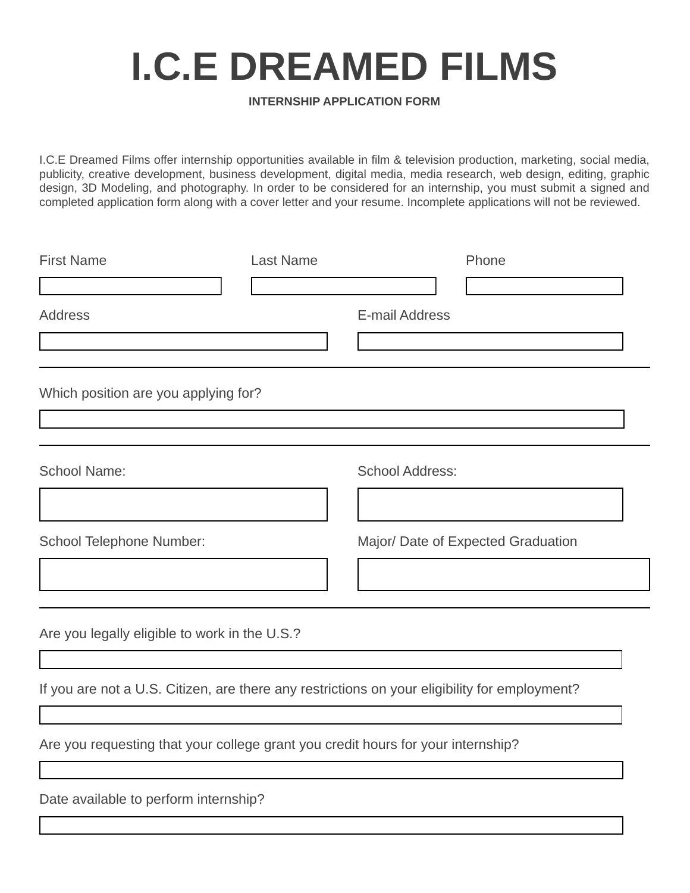# I.C.E DREAMED FILMS

**INTERNSHIP APPLICATION FORM**

I.C.E Dreamed Films offer internship opportunities available in film & television production, marketing, social media, publicity, creative development, business development, digital media, media research, web design, editing, graphic design, 3D Modeling, and photography. In order to be considered for an internship, you must submit a signed and completed application form along with a cover letter and your resume. Incomplete applications will not be reviewed.

First Name

Last Name

Phone

Address

E-mail Address

---

Which position are you applying for?

---

School Name:

School Address:

School Telephone Number:

Major/ Date of Expected Graduation

---

Are you legally eligible to work in the U.S.?

If you are not a U.S. Citizen, are there any restrictions on your eligibility for employment?

Are you requesting that your college grant you credit hours for your internship?

Date available to perform internship?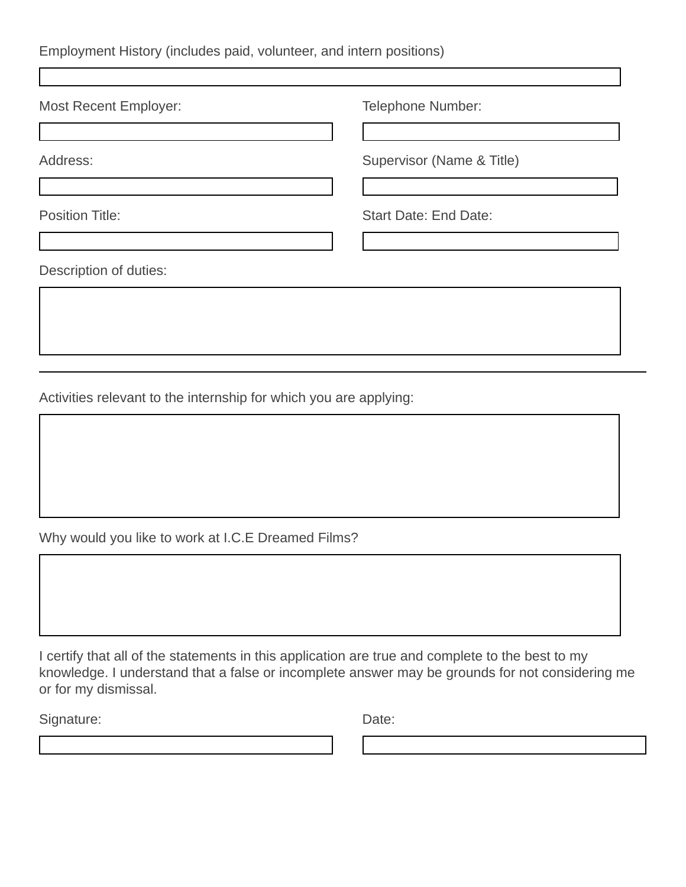Employment History (includes paid, volunteer, and intern positions)

Most Recent Employer:

Telephone Number:

Address:

Supervisor (Name & Title)

Position Title:

Start Date: End Date:

Description of duties:

---

Activities relevant to the internship for which you are applying:

Why would you like to work at I.C.E Dreamed Films?

I certify that all of the statements in this application are true and complete to the best to my knowledge. I understand that a false or incomplete answer may be grounds for not considering me or for my dismissal.

Signature:

Date: